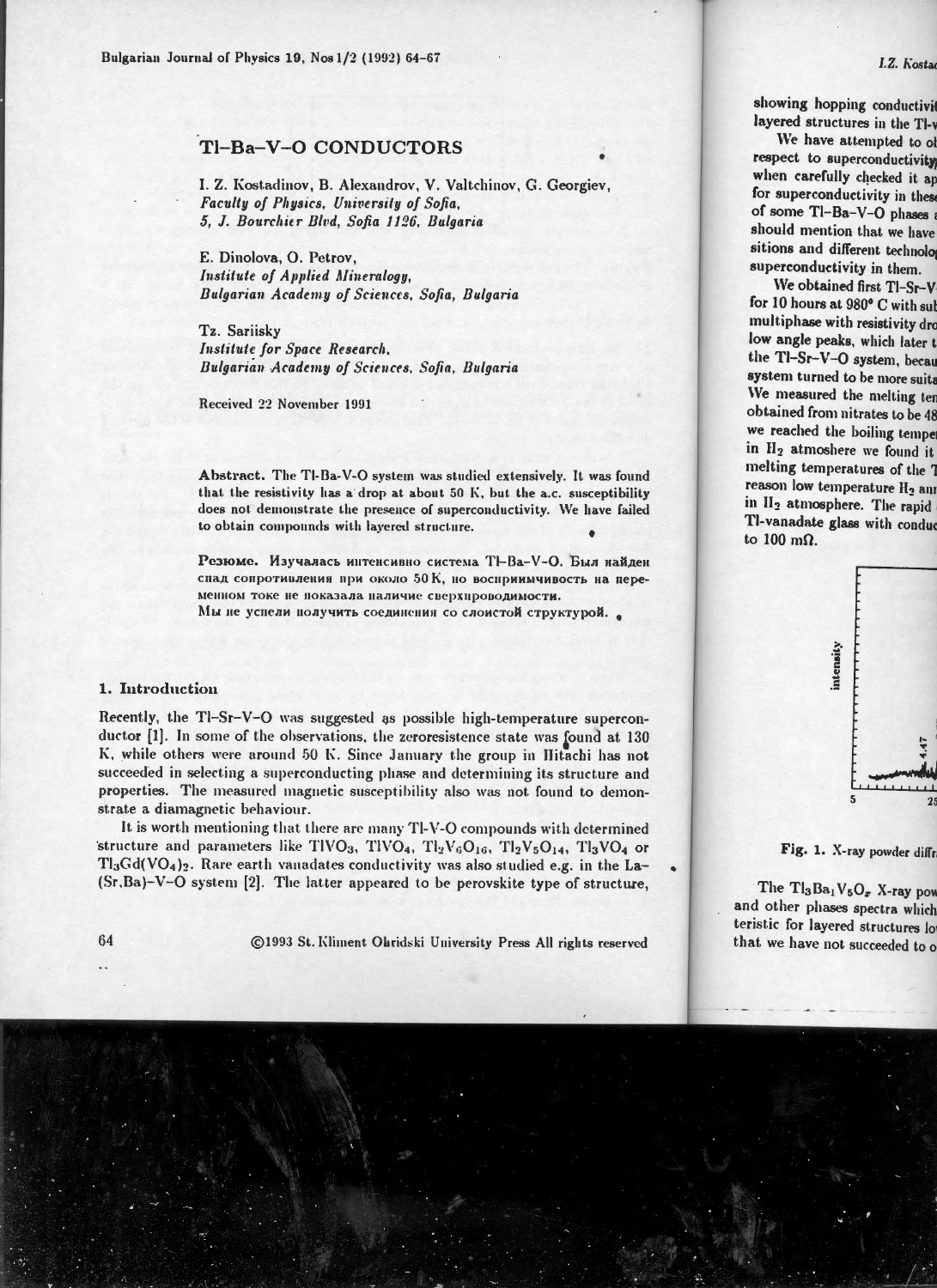# Tl–Ba–V–O CONDUCTORS

I. Z. Kostadinov, B. Alexandrov, V. Valtchinov, G. Georgiev,
*Faculty of Physics, University of Sofia,*
*5, J. Bourchier Blvd, Sofia 1126, Bulgaria*

E. Dinolova, O. Petrov,
*Institute of Applied Mineralogy,*
*Bulgarian Academy of Sciences, Sofia, Bulgaria*

Tz. Sariisky
*Institute for Space Research,*
*Bulgarian Academy of Sciences, Sofia, Bulgaria*

Received 22 November 1991

**Abstract.** The Tl-Ba-V-O system was studied extensively. It was found that the resistivity has a drop at about 50 K, but the a.c. susceptibility does not demonstrate the presence of superconductivity. We have failed to obtain compounds with layered structure.

**Резюме.** Изучалась интенсивно система Tl–Ba–V–O. Был найден спад сопротивления при около 50 K, но восприимчивость на переменном токе не показала наличие сверхпроводимости. Мы не успели получить соединения со слоистой структурой.

## 1. Introduction

Recently, the Tl–Sr–V–O was suggested as possible high-temperature superconductor [1]. In some of the observations, the zeroresistence state was found at 130 K, while others were around 50 K. Since January the group in Hitachi has not succeeded in selecting a superconducting phase and determining its structure and properties. The measured magnetic susceptibility also was not found to demonstrate a diamagnetic behaviour.

It is worth mentioning that there are many Tl-V-O compounds with determined structure and parameters like $TlVO_3$, $TlVO_4$, $Tl_2V_6O_{16}$, $Tl_2V_5O_{14}$, $Tl_3VO_4$ or $Tl_3Gd(VO_4)_2$. Rare earth vanadates conductivity was also studied e.g. in the La–(Sr,Ba)–V–O system [2]. The latter appeared to be perovskite type of structure,

©1993 St. Kliment Ohridski University Press All rights reserved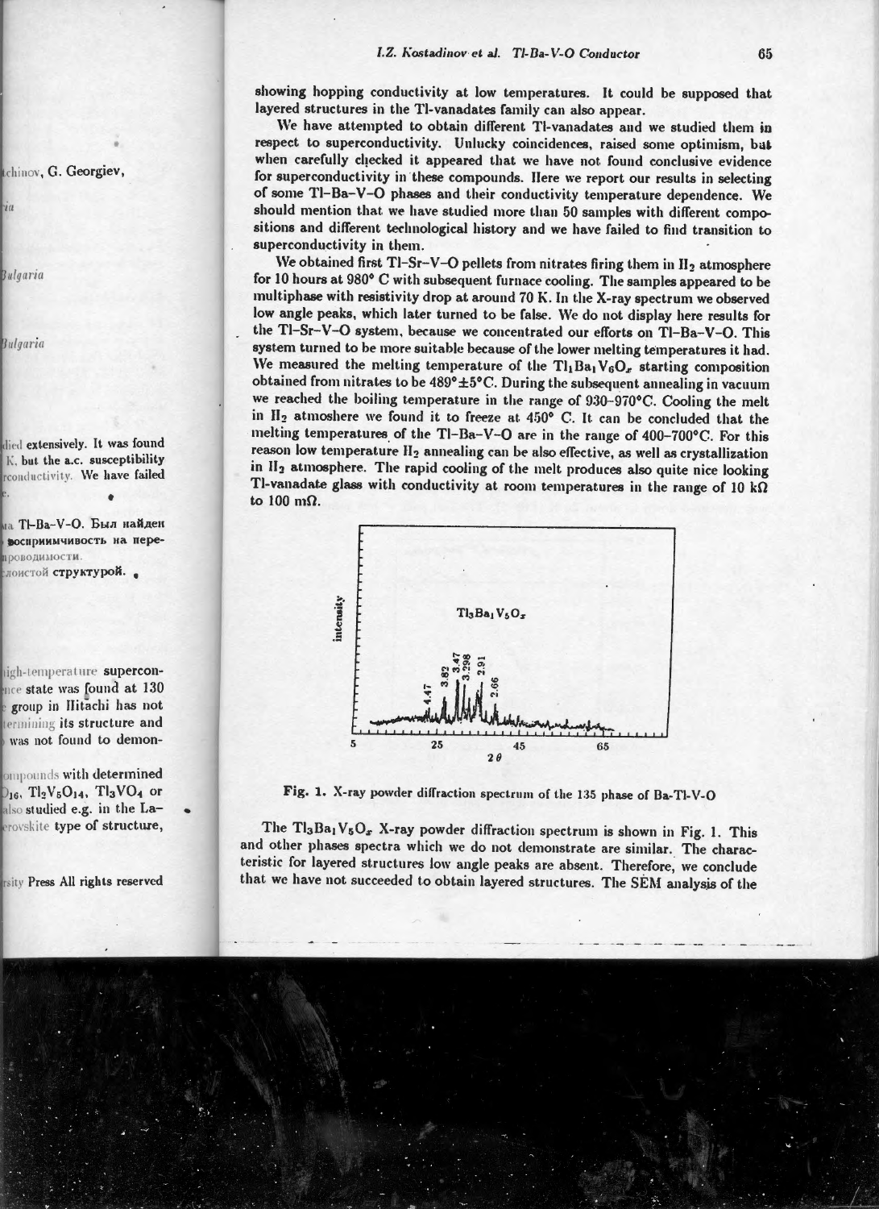showing hopping conductivity at low temperatures. It could be supposed that layered structures in the Tl-vanadates family can also appear.

We have attempted to obtain different Tl-vanadates and we studied them in respect to superconductivity. Unlucky coincidences, raised some optimism, but when carefully checked it appeared that we have not found conclusive evidence for superconductivity in these compounds. Here we report our results in selecting of some Tl–Ba–V–O phases and their conductivity temperature dependence. We should mention that we have studied more than 50 samples with different compositions and different technological history and we have failed to find transition to superconductivity in them.

We obtained first Tl–Sr–V–O pellets from nitrates firing them in $H_2$ atmosphere for 10 hours at 980° C with subsequent furnace cooling. The samples appeared to be multiphase with resistivity drop at around 70 K. In the X-ray spectrum we observed low angle peaks, which later turned to be false. We do not display here results for the Tl–Sr–V–O system, because we concentrated our efforts on Tl–Ba–V–O. This system turned to be more suitable because of the lower melting temperatures it had. We measured the melting temperature of the $Tl_1Ba_1V_6O_x$ starting composition obtained from nitrates to be 489°±5°C. During the subsequent annealing in vacuum we reached the boiling temperature in the range of 930–970°C. Cooling the melt in $H_2$ atmoshere we found it to freeze at 450° C. It can be concluded that the melting temperatures of the Tl–Ba–V–O are in the range of 400–700°C. For this reason low temperature $H_2$ annealing can be also effective, as well as crystallization in $H_2$ atmosphere. The rapid cooling of the melt produces also quite nice looking Tl-vanadate glass with conductivity at room temperatures in the range of 10 kΩ to 100 mΩ.

**Fig. 1.** X-ray powder diffraction spectrum of the 135 phase of Ba-Tl-V-O

The $Tl_3Ba_1V_5O_x$ X-ray powder diffraction spectrum is shown in Fig. 1. This and other phases spectra which we do not demonstrate are similar. The characteristic for layered structures low angle peaks are absent. Therefore, we conclude that we have not succeeded to obtain layered structures. The SEM analysis of the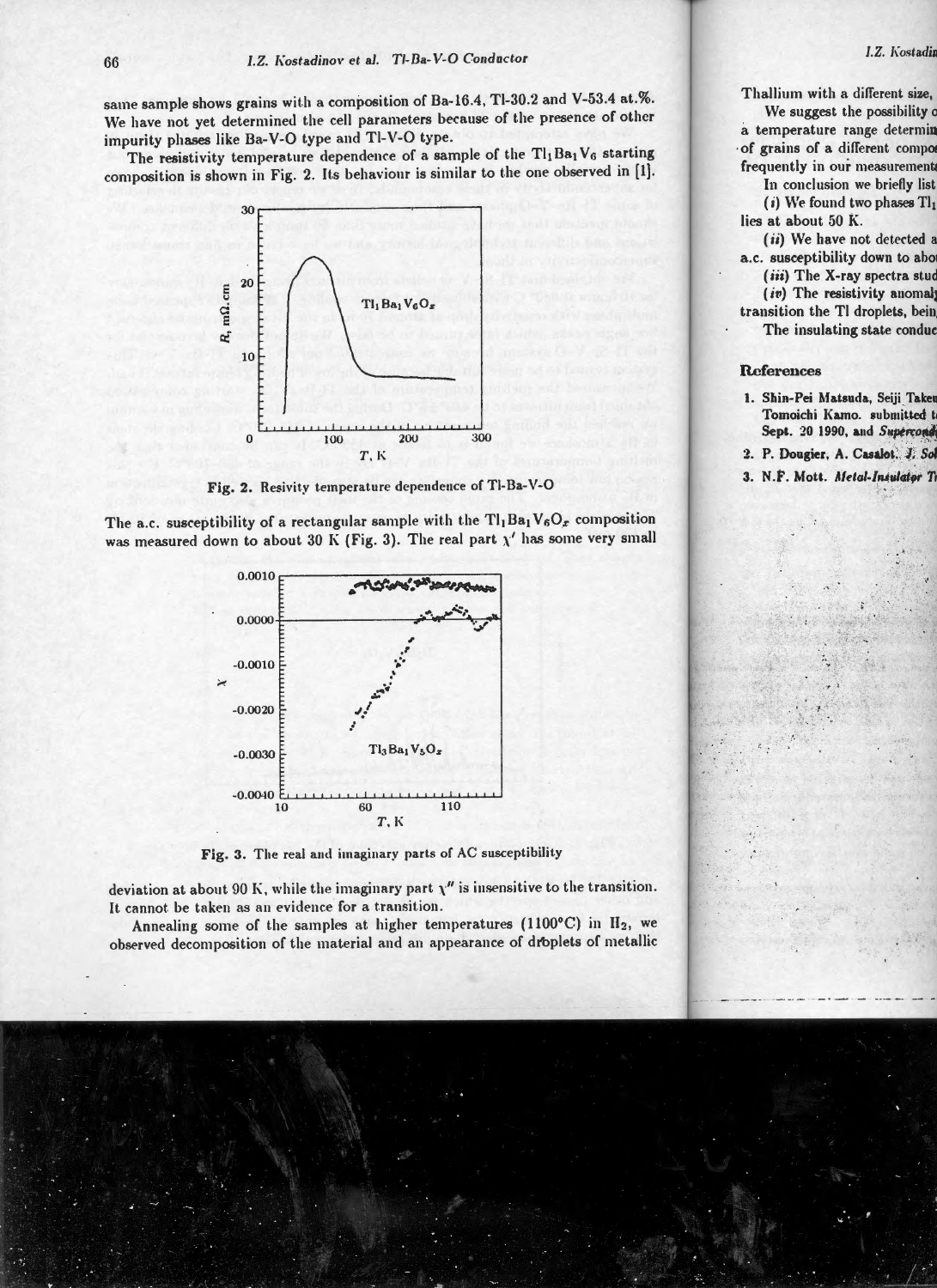same sample shows grains with a composition of Ba-16.4, Tl-30.2 and V-53.4 at.%. We have not yet determined the cell parameters because of the presence of other impurity phases like Ba-V-O type and Tl-V-O type.

The resistivity temperature dependence of a sample of the $Tl_1Ba_1V_6$ starting composition is shown in Fig. 2. Its behaviour is similar to the one observed in [1].

Fig. 2. Resivity temperature dependence of Tl-Ba-V-O

The a.c. susceptibility of a rectangular sample with the $Tl_1Ba_1V_6O_x$ composition was measured down to about 30 K (Fig. 3). The real part $\chi'$ has some very small

Fig. 3. The real and imaginary parts of AC susceptibility

deviation at about 90 K, while the imaginary part $\chi''$ is insensitive to the transition. It cannot be taken as an evidence for a transition.

Annealing some of the samples at higher temperatures (1100°C) in $H_2$, we observed decomposition of the material and an appearance of droplets of metallic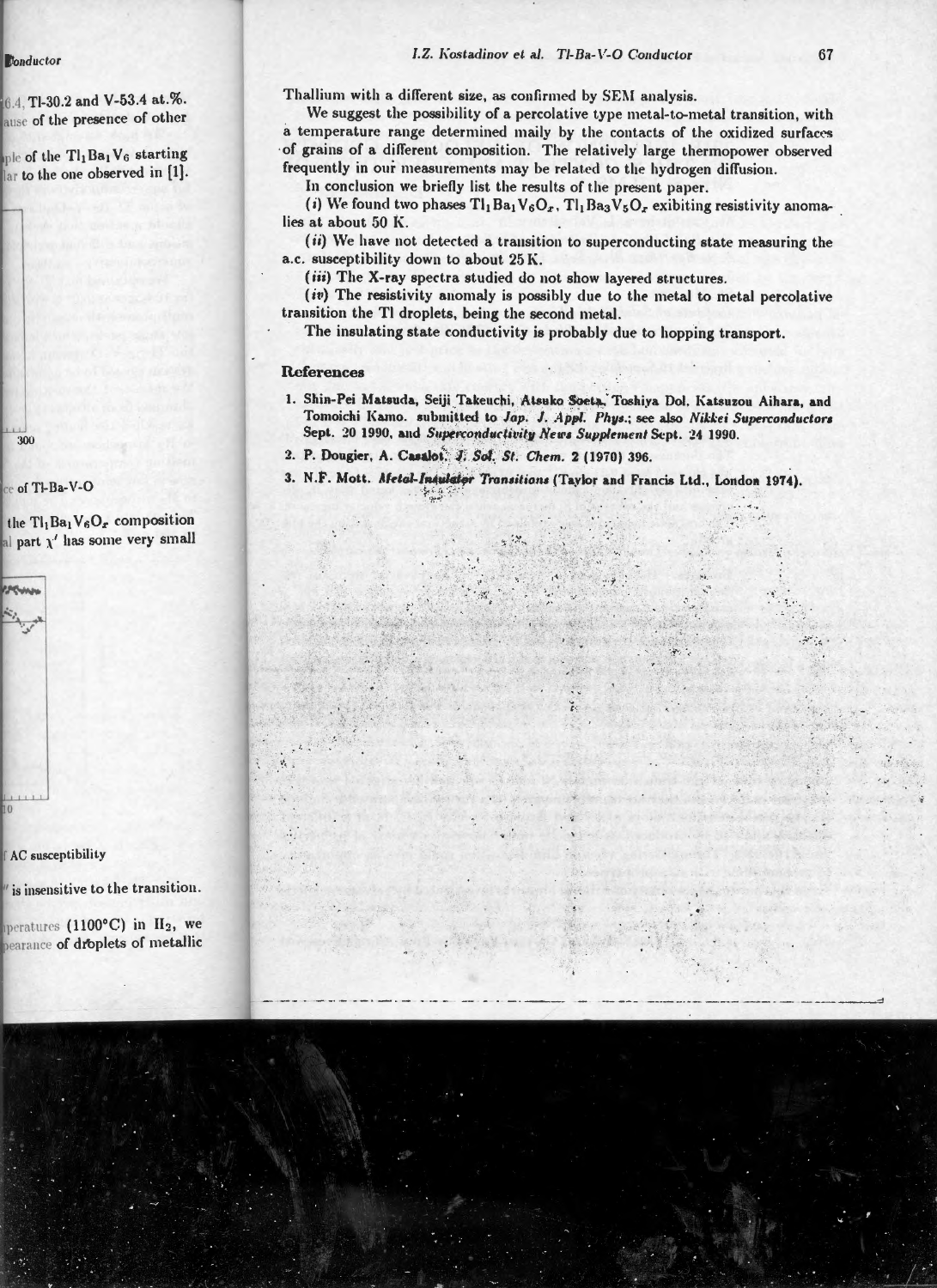Thallium with a different size, as confirmed by SEM analysis.

We suggest the possibility of a percolative type metal-to-metal transition, with a temperature range determined maily by the contacts of the oxidized surfaces of grains of a different composition. The relatively large thermopower observed frequently in our measurements may be related to the hydrogen diffusion.

In conclusion we briefly list the results of the present paper.

(*i*) We found two phases $Tl_1Ba_1V_6O_x$, $Tl_1Ba_3V_5O_x$ exibiting resistivity anomalies at about 50 K.

(*ii*) We have not detected a transition to superconducting state measuring the a.c. susceptibility down to about 25 K.

(*iii*) The X-ray spectra studied do not show layered structures.

(*iv*) The resistivity anomaly is possibly due to the metal to metal percolative transition the Tl droplets, being the second metal.

The insulating state conductivity is probably due to hopping transport.

## References

1. Shin-Pei Matsuda, Seiji Takeuchi, Atsuko Soeta, Toshiya Dol, Katsuzou Aihara, and Tomoichi Kamo. submitted to *Jap. J. Appl. Phys.*; see also *Nikkei Superconductors* Sept. 20 1990, and *Superconductivity News Supplement* Sept. 24 1990.
2. P. Dougier, A. Casalot, *J. Sol. St. Chem.* **2** (1970) 396.
3. N.F. Mott. *Metal-Insulator Transitions* (Taylor and Francis Ltd., London 1974).